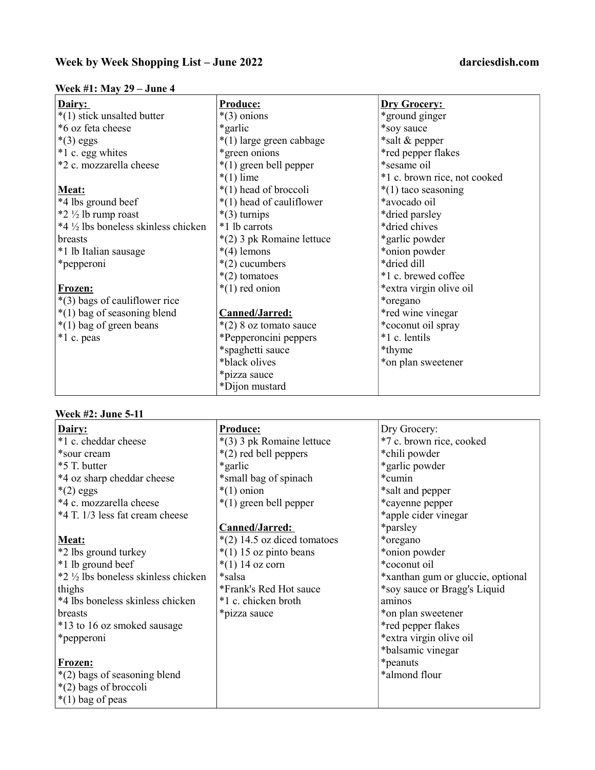# Week by Week Shopping List – June 2022

darciesdish.com

## Week #1: May 29 – June 4

| Dairy: | Produce: | Dry Grocery: |
|---|---|---|
| *(1) stick unsalted butter | *(3) onions | *ground ginger |
| *6 oz feta cheese | *garlic | *soy sauce |
| *(3) eggs | *(1) large green cabbage | *salt & pepper |
| *1 c. egg whites | *green onions | *red pepper flakes |
| *2 c. mozzarella cheese | *(1) green bell pepper | *sesame oil |
| | *(1) lime | *1 c. brown rice, not cooked |
| **Meat:** | *(1) head of broccoli | *(1) taco seasoning |
| *4 lbs ground beef | *(1) head of cauliflower | *avocado oil |
| *2 ½ lb rump roast | *(3) turnips | *dried parsley |
| *4 ½ lbs boneless skinless chicken breasts | *1 lb carrots | *dried chives |
| *1 lb Italian sausage | *(2) 3 pk Romaine lettuce | *garlic powder |
| *pepperoni | *(4) lemons | *onion powder |
| | *(2) cucumbers | *dried dill |
| **Frozen:** | *(2) tomatoes | *1 c. brewed coffee |
| *(3) bags of cauliflower rice | *(1) red onion | *extra virgin olive oil |
| *(1) bag of seasoning blend | | *oregano |
| *(1) bag of green beans | **Canned/Jarred:** | *red wine vinegar |
| *1 c. peas | *(2) 8 oz tomato sauce | *coconut oil spray |
| | *Pepperoncini peppers | *1 c. lentils |
| | *spaghetti sauce | *thyme |
| | *black olives | *on plan sweetener |
| | *pizza sauce | |
| | *Dijon mustard | |

## Week #2: June 5-11

| Dairy: | Produce: | Dry Grocery: |
|---|---|---|
| *1 c. cheddar cheese | *(3) 3 pk Romaine lettuce | *7 c. brown rice, cooked |
| *sour cream | *(2) red bell peppers | *chili powder |
| *5 T. butter | *garlic | *garlic powder |
| *4 oz sharp cheddar cheese | *small bag of spinach | *cumin |
| *(2) eggs | *(1) onion | *salt and pepper |
| *4 c. mozzarella cheese | *(1) green bell pepper | *cayenne pepper |
| *4 T. 1/3 less fat cream cheese | | *apple cider vinegar |
| | **Canned/Jarred:** | *parsley |
| **Meat:** | *(2) 14.5 oz diced tomatoes | *oregano |
| *2 lbs ground turkey | *(1) 15 oz pinto beans | *onion powder |
| *1 lb ground beef | *(1) 14 oz corn | *coconut oil |
| *2 ½ lbs boneless skinless chicken thighs | *salsa | *xanthan gum or gluccie, optional |
| *4 lbs boneless skinless chicken breasts | *Frank's Red Hot sauce | *soy sauce or Bragg's Liquid aminos |
| *13 to 16 oz smoked sausage | *1 c. chicken broth | *on plan sweetener |
| *pepperoni | *pizza sauce | *red pepper flakes |
| | | *extra virgin olive oil |
| **Frozen:** | | *balsamic vinegar |
| *(2) bags of seasoning blend | | *peanuts |
| *(2) bags of broccoli | | *almond flour |
| *(1) bag of peas | | |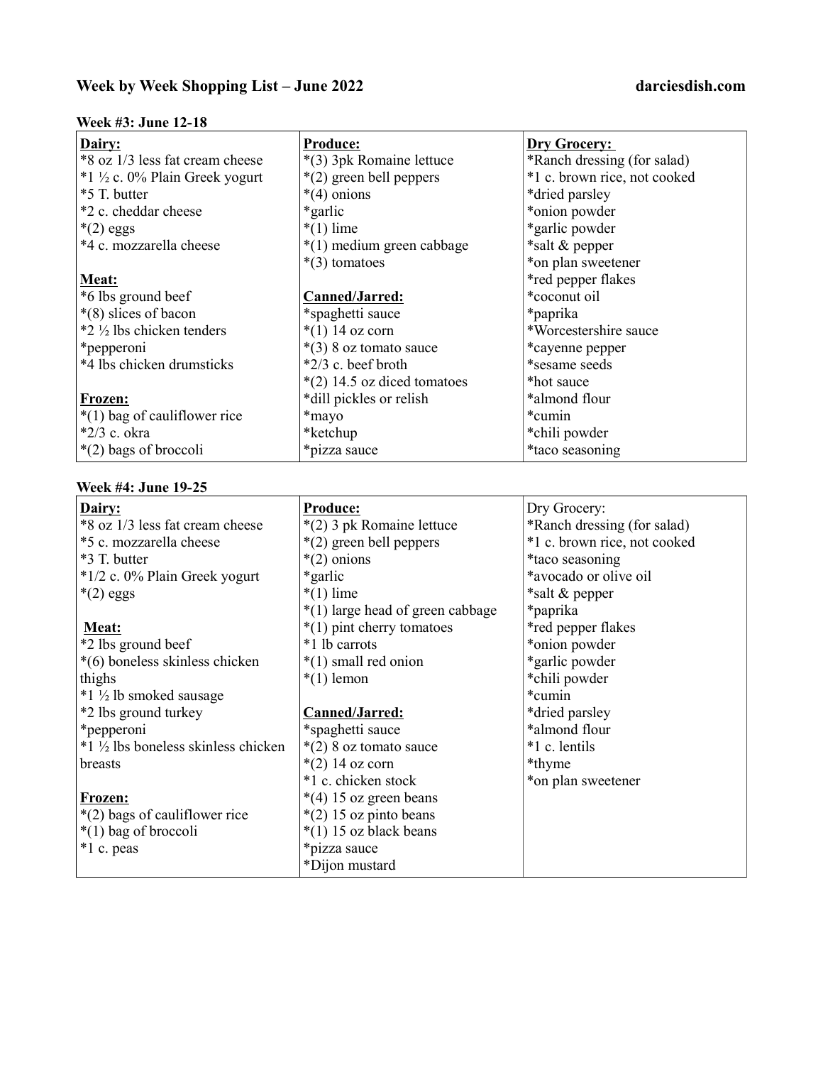# Week by Week Shopping List – June 2022

darciesdish.com

**Week #3: June 12-18**

| **Dairy:** | **Produce:** | **Dry Grocery:** |
|---|---|---|
| *8 oz 1/3 less fat cream cheese | *(3) 3pk Romaine lettuce | *Ranch dressing (for salad) |
| *1 ½ c. 0% Plain Greek yogurt | *(2) green bell peppers | *1 c. brown rice, not cooked |
| *5 T. butter | *(4) onions | *dried parsley |
| *2 c. cheddar cheese | *garlic | *onion powder |
| *(2) eggs | *(1) lime | *garlic powder |
| *4 c. mozzarella cheese | *(1) medium green cabbage | *salt & pepper |
| | *(3) tomatoes | *on plan sweetener |
| **Meat:** | | *red pepper flakes |
| *6 lbs ground beef | **Canned/Jarred:** | *coconut oil |
| *(8) slices of bacon | *spaghetti sauce | *paprika |
| *2 ½ lbs chicken tenders | *(1) 14 oz corn | *Worcestershire sauce |
| *pepperoni | *(3) 8 oz tomato sauce | *cayenne pepper |
| *4 lbs chicken drumsticks | *2/3 c. beef broth | *sesame seeds |
| | *(2) 14.5 oz diced tomatoes | *hot sauce |
| **Frozen:** | *dill pickles or relish | *almond flour |
| *(1) bag of cauliflower rice | *mayo | *cumin |
| *2/3 c. okra | *ketchup | *chili powder |
| *(2) bags of broccoli | *pizza sauce | *taco seasoning |

**Week #4: June 19-25**

| **Dairy:** | **Produce:** | Dry Grocery: |
|---|---|---|
| *8 oz 1/3 less fat cream cheese | *(2) 3 pk Romaine lettuce | *Ranch dressing (for salad) |
| *5 c. mozzarella cheese | *(2) green bell peppers | *1 c. brown rice, not cooked |
| *3 T. butter | *(2) onions | *taco seasoning |
| *1/2 c. 0% Plain Greek yogurt | *garlic | *avocado or olive oil |
| *(2) eggs | *(1) lime | *salt & pepper |
| | *(1) large head of green cabbage | *paprika |
| **Meat:** | *(1) pint cherry tomatoes | *red pepper flakes |
| *2 lbs ground beef | *1 lb carrots | *onion powder |
| *(6) boneless skinless chicken thighs | *(1) small red onion | *garlic powder |
| | *(1) lemon | *chili powder |
| *1 ½ lb smoked sausage | | *cumin |
| *2 lbs ground turkey | **Canned/Jarred:** | *dried parsley |
| *pepperoni | *spaghetti sauce | *almond flour |
| *1 ½ lbs boneless skinless chicken breasts | *(2) 8 oz tomato sauce | *1 c. lentils |
| | *(2) 14 oz corn | *thyme |
| | *1 c. chicken stock | *on plan sweetener |
| **Frozen:** | *(4) 15 oz green beans | |
| *(2) bags of cauliflower rice | *(2) 15 oz pinto beans | |
| *(1) bag of broccoli | *(1) 15 oz black beans | |
| *1 c. peas | *pizza sauce | |
| | *Dijon mustard | |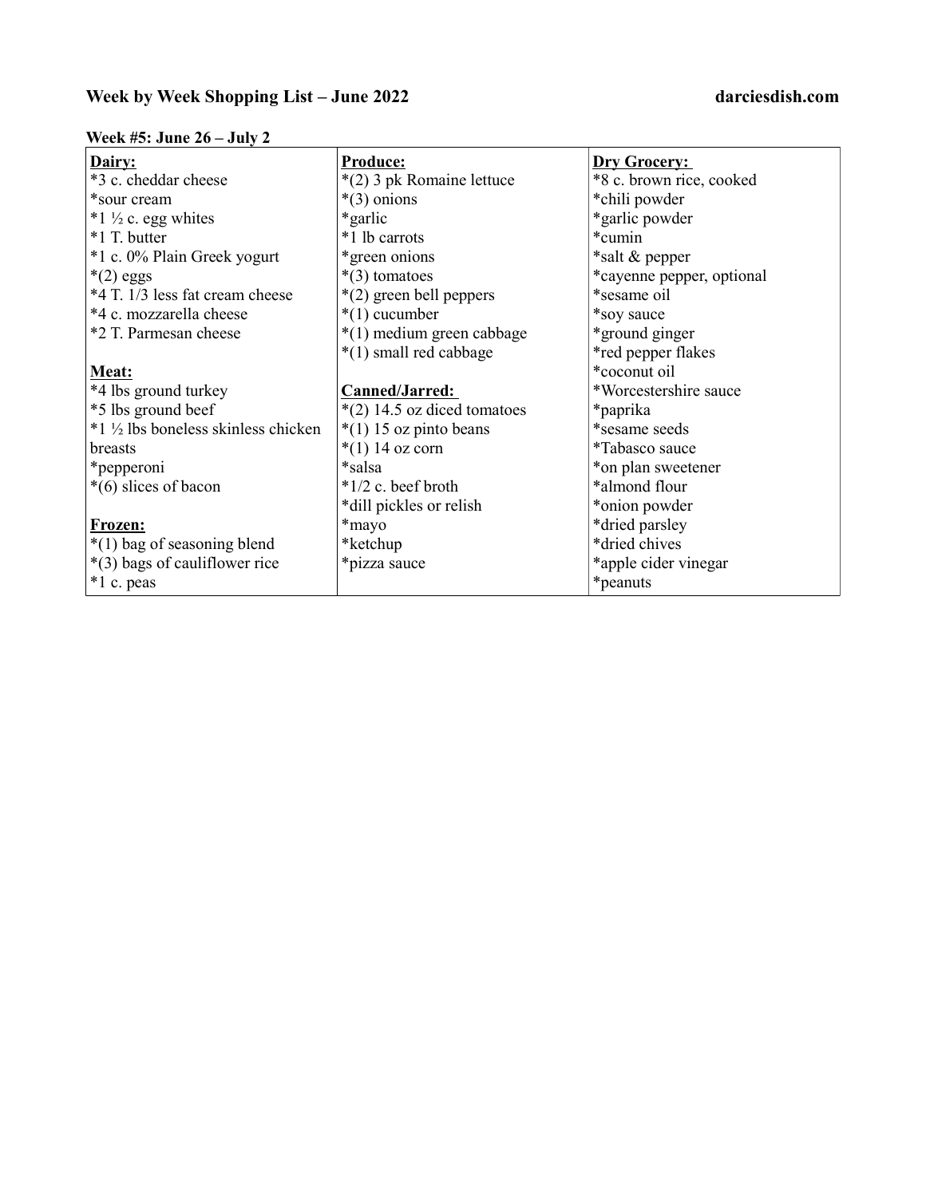# Week by Week Shopping List – June 2022

**darciesdish.com**

**Week #5: June 26 – July 2**

| | | |
|---|---|---|
| **Dairy:** | **Produce:** | **Dry Grocery:** |
| *3 c. cheddar cheese | *(2) 3 pk Romaine lettuce | *8 c. brown rice, cooked |
| *sour cream | *(3) onions | *chili powder |
| *1 ½ c. egg whites | *garlic | *garlic powder |
| *1 T. butter | *1 lb carrots | *cumin |
| *1 c. 0% Plain Greek yogurt | *green onions | *salt & pepper |
| *(2) eggs | *(3) tomatoes | *cayenne pepper, optional |
| *4 T. 1/3 less fat cream cheese | *(2) green bell peppers | *sesame oil |
| *4 c. mozzarella cheese | *(1) cucumber | *soy sauce |
| *2 T. Parmesan cheese | *(1) medium green cabbage | *ground ginger |
| | *(1) small red cabbage | *red pepper flakes |
| **Meat:** | | *coconut oil |
| *4 lbs ground turkey | **Canned/Jarred:** | *Worcestershire sauce |
| *5 lbs ground beef | *(2) 14.5 oz diced tomatoes | *paprika |
| *1 ½ lbs boneless skinless chicken breasts | *(1) 15 oz pinto beans | *sesame seeds |
| *pepperoni | *(1) 14 oz corn | *Tabasco sauce |
| *(6) slices of bacon | *salsa | *on plan sweetener |
| | *1/2 c. beef broth | *almond flour |
| **Frozen:** | *dill pickles or relish | *onion powder |
| *(1) bag of seasoning blend | *mayo | *dried parsley |
| *(3) bags of cauliflower rice | *ketchup | *dried chives |
| *1 c. peas | *pizza sauce | *apple cider vinegar |
| | | *peanuts |